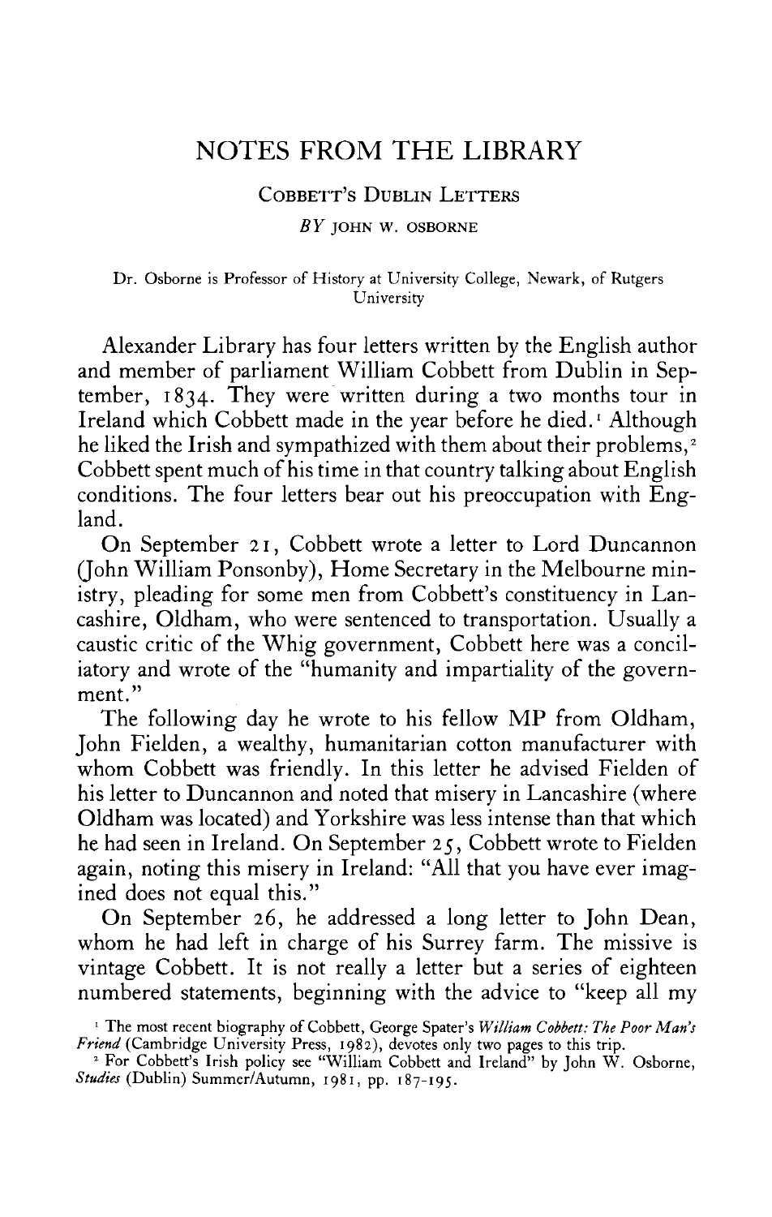# NOTES FROM THE LIBRARY

## Cobbett's Dublin Letters

*BY* JOHN W. OSBORNE

Dr. Osborne is Professor of History at University College, Newark, of Rutgers University

Alexander Library has four letters written by the English author and member of parliament William Cobbett from Dublin in September, 1834. They were written during a two months tour in Ireland which Cobbett made in the year before he died.[1] Although he liked the Irish and sympathized with them about their problems,[2] Cobbett spent much of his time in that country talking about English conditions. The four letters bear out his preoccupation with England.

On September 21, Cobbett wrote a letter to Lord Duncannon (John William Ponsonby), Home Secretary in the Melbourne ministry, pleading for some men from Cobbett's constituency in Lancashire, Oldham, who were sentenced to transportation. Usually a caustic critic of the Whig government, Cobbett here was a conciliatory and wrote of the "humanity and impartiality of the government."

The following day he wrote to his fellow MP from Oldham, John Fielden, a wealthy, humanitarian cotton manufacturer with whom Cobbett was friendly. In this letter he advised Fielden of his letter to Duncannon and noted that misery in Lancashire (where Oldham was located) and Yorkshire was less intense than that which he had seen in Ireland. On September 25, Cobbett wrote to Fielden again, noting this misery in Ireland: "All that you have ever imagined does not equal this."

On September 26, he addressed a long letter to John Dean, whom he had left in charge of his Surrey farm. The missive is vintage Cobbett. It is not really a letter but a series of eighteen numbered statements, beginning with the advice to "keep all my

[1] The most recent biography of Cobbett, George Spater's *William Cobbett: The Poor Man's Friend* (Cambridge University Press, 1982), devotes only two pages to this trip.

[2] For Cobbett's Irish policy see "William Cobbett and Ireland" by John W. Osborne, *Studies* (Dublin) Summer/Autumn, 1981, pp. 187-195.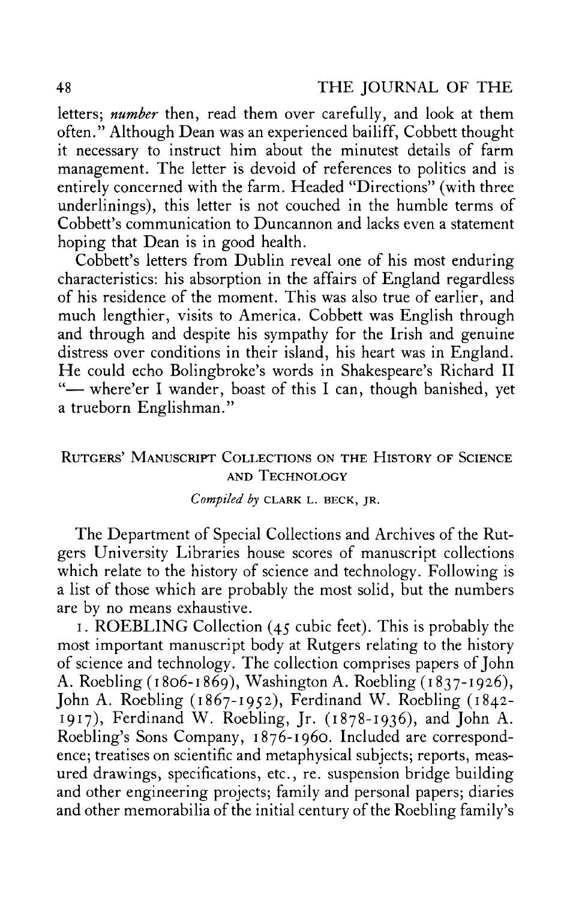letters; *number* then, read them over carefully, and look at them often." Although Dean was an experienced bailiff, Cobbett thought it necessary to instruct him about the minutest details of farm management. The letter is devoid of references to politics and is entirely concerned with the farm. Headed "Directions" (with three underlinings), this letter is not couched in the humble terms of Cobbett's communication to Duncannon and lacks even a statement hoping that Dean is in good health.

Cobbett's letters from Dublin reveal one of his most enduring characteristics: his absorption in the affairs of England regardless of his residence of the moment. This was also true of earlier, and much lengthier, visits to America. Cobbett was English through and through and despite his sympathy for the Irish and genuine distress over conditions in their island, his heart was in England. He could echo Bolingbroke's words in Shakespeare's Richard II "— where'er I wander, boast of this I can, though banished, yet a trueborn Englishman."

## RUTGERS' MANUSCRIPT COLLECTIONS ON THE HISTORY OF SCIENCE AND TECHNOLOGY

*Compiled by* CLARK L. BECK, JR.

The Department of Special Collections and Archives of the Rutgers University Libraries house scores of manuscript collections which relate to the history of science and technology. Following is a list of those which are probably the most solid, but the numbers are by no means exhaustive.

1. ROEBLING Collection (45 cubic feet). This is probably the most important manuscript body at Rutgers relating to the history of science and technology. The collection comprises papers of John A. Roebling (1806-1869), Washington A. Roebling (1837-1926), John A. Roebling (1867-1952), Ferdinand W. Roebling (1842-1917), Ferdinand W. Roebling, Jr. (1878-1936), and John A. Roebling's Sons Company, 1876-1960. Included are correspondence; treatises on scientific and metaphysical subjects; reports, measured drawings, specifications, etc., re. suspension bridge building and other engineering projects; family and personal papers; diaries and other memorabilia of the initial century of the Roebling family's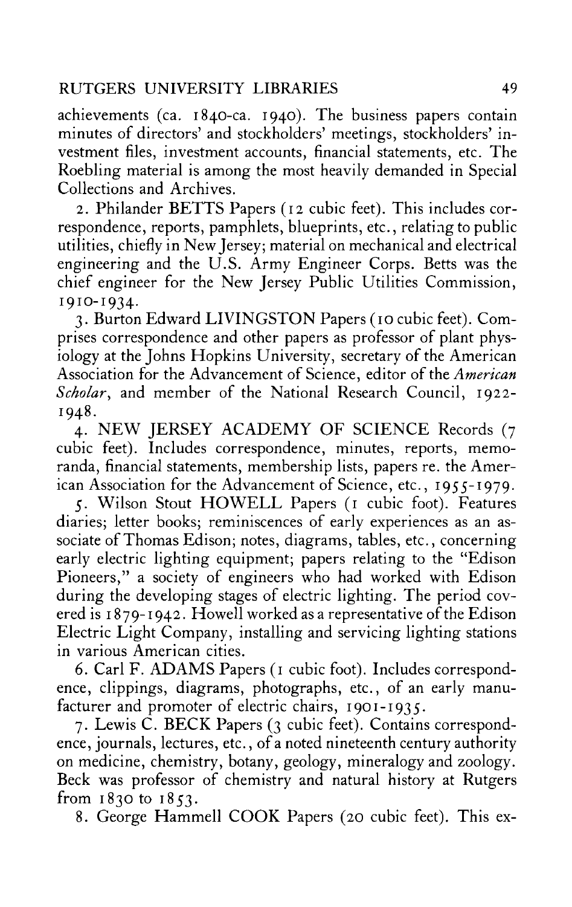achievements (ca. 1840-ca. 1940). The business papers contain minutes of directors' and stockholders' meetings, stockholders' investment files, investment accounts, financial statements, etc. The Roebling material is among the most heavily demanded in Special Collections and Archives.

2. Philander BETTS Papers (12 cubic feet). This includes correspondence, reports, pamphlets, blueprints, etc., relating to public utilities, chiefly in New Jersey; material on mechanical and electrical engineering and the U.S. Army Engineer Corps. Betts was the chief engineer for the New Jersey Public Utilities Commission, 1910-1934.

3. Burton Edward LIVINGSTON Papers (10 cubic feet). Comprises correspondence and other papers as professor of plant physiology at the Johns Hopkins University, secretary of the American Association for the Advancement of Science, editor of the *American Scholar*, and member of the National Research Council, 1922-1948.

4. NEW JERSEY ACADEMY OF SCIENCE Records (7 cubic feet). Includes correspondence, minutes, reports, memoranda, financial statements, membership lists, papers re. the American Association for the Advancement of Science, etc., 1955-1979.

5. Wilson Stout HOWELL Papers (1 cubic foot). Features diaries; letter books; reminiscences of early experiences as an associate of Thomas Edison; notes, diagrams, tables, etc., concerning early electric lighting equipment; papers relating to the "Edison Pioneers," a society of engineers who had worked with Edison during the developing stages of electric lighting. The period covered is 1879-1942. Howell worked as a representative of the Edison Electric Light Company, installing and servicing lighting stations in various American cities.

6. Carl F. ADAMS Papers (1 cubic foot). Includes correspondence, clippings, diagrams, photographs, etc., of an early manufacturer and promoter of electric chairs, 1901-1935.

7. Lewis C. BECK Papers (3 cubic feet). Contains correspondence, journals, lectures, etc., of a noted nineteenth century authority on medicine, chemistry, botany, geology, mineralogy and zoology. Beck was professor of chemistry and natural history at Rutgers from 1830 to 1853.

8. George Hammell COOK Papers (20 cubic feet). This ex-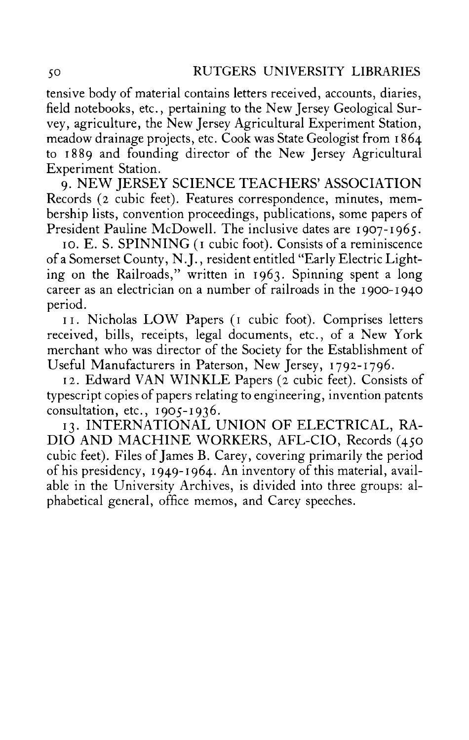tensive body of material contains letters received, accounts, diaries, field notebooks, etc., pertaining to the New Jersey Geological Survey, agriculture, the New Jersey Agricultural Experiment Station, meadow drainage projects, etc. Cook was State Geologist from 1864 to 1889 and founding director of the New Jersey Agricultural Experiment Station.

9. NEW JERSEY SCIENCE TEACHERS' ASSOCIATION Records (2 cubic feet). Features correspondence, minutes, membership lists, convention proceedings, publications, some papers of President Pauline McDowell. The inclusive dates are 1907-1965.

10. E. S. SPINNING (1 cubic foot). Consists of a reminiscence of a Somerset County, N.J., resident entitled "Early Electric Lighting on the Railroads," written in 1963. Spinning spent a long career as an electrician on a number of railroads in the 1900-1940 period.

11. Nicholas LOW Papers (1 cubic foot). Comprises letters received, bills, receipts, legal documents, etc., of a New York merchant who was director of the Society for the Establishment of Useful Manufacturers in Paterson, New Jersey, 1792-1796.

12. Edward VAN WINKLE Papers (2 cubic feet). Consists of typescript copies of papers relating to engineering, invention patents consultation, etc., 1905-1936.

13. INTERNATIONAL UNION OF ELECTRICAL, RADIO AND MACHINE WORKERS, AFL-CIO, Records (450 cubic feet). Files of James B. Carey, covering primarily the period of his presidency, 1949-1964. An inventory of this material, available in the University Archives, is divided into three groups: alphabetical general, office memos, and Carey speeches.